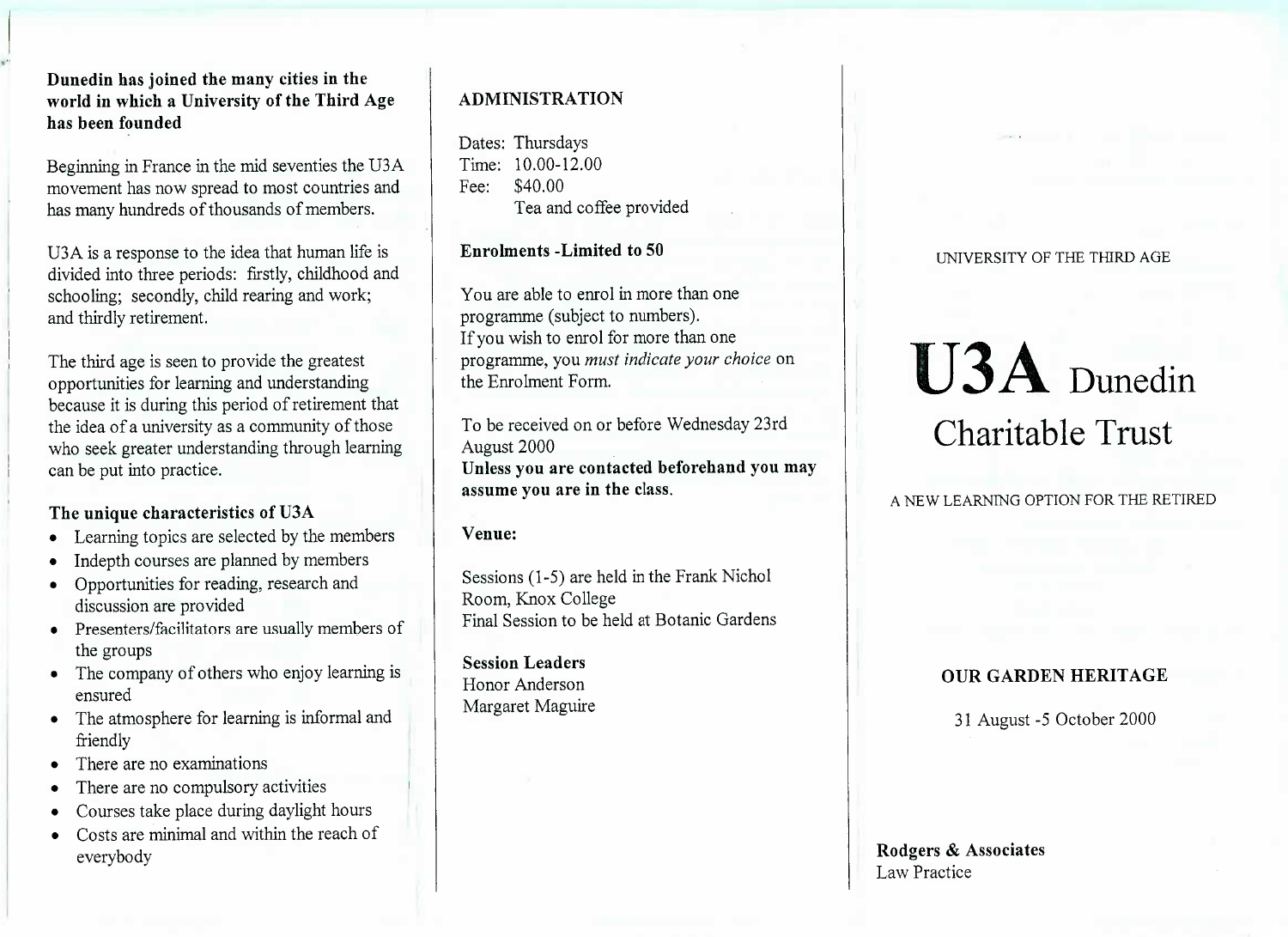**Dunedin has joined the many cities in the world in which a University of the Third Age has been founded**

Beginning in France in the mid seventies the U3A movement has now spread to most countries and has many hundreds of thousands of members.

U3A is a response to the idea that human life is divided into three periods: firstly, childhood and schooling; secondly, child rearing and work; and thirdly retirement.

The third age is seen to provide the greatest opportunities for learning and understanding because it is during this period of retirement that the idea of a university as a community of those who seek greater understanding through learning can be put into practice.

### The unique characteristics of U3A

- Learning topics are selected by the members
- Indepth courses are planned by members
- Opportunities for reading, research and discussion are provided
- Presenters/facilitators are usually members of the groups
- The company of others who enjoy learning is ensured
- The atmosphere for learning is informal and friendly
- There are no examinations
- There are no compulsory activities
- Courses take place during daylight hours
- Costs are minimal and within the reach of everybody

## ADMINISTRATION

Dates: Thursdays
Time: 10.00-12.00
Fee: $40.00
Tea and coffee provided

**Enrolments -Limited to 50**

You are able to enrol in more than one programme (subject to numbers).
If you wish to enrol for more than one programme, you *must indicate your choice* on the Enrolment Form.

To be received on or before Wednesday 23rd August 2000
**Unless you are contacted beforehand you may assume you are in the class.**

**Venue:**

Sessions (1-5) are held in the Frank Nichol Room, Knox College
Final Session to be held at Botanic Gardens

**Session Leaders**
Honor Anderson
Margaret Maguire

UNIVERSITY OF THE THIRD AGE

# U3A Dunedin Charitable Trust

A NEW LEARNING OPTION FOR THE RETIRED

## OUR GARDEN HERITAGE

31 August -5 October 2000

**Rodgers & Associates**
Law Practice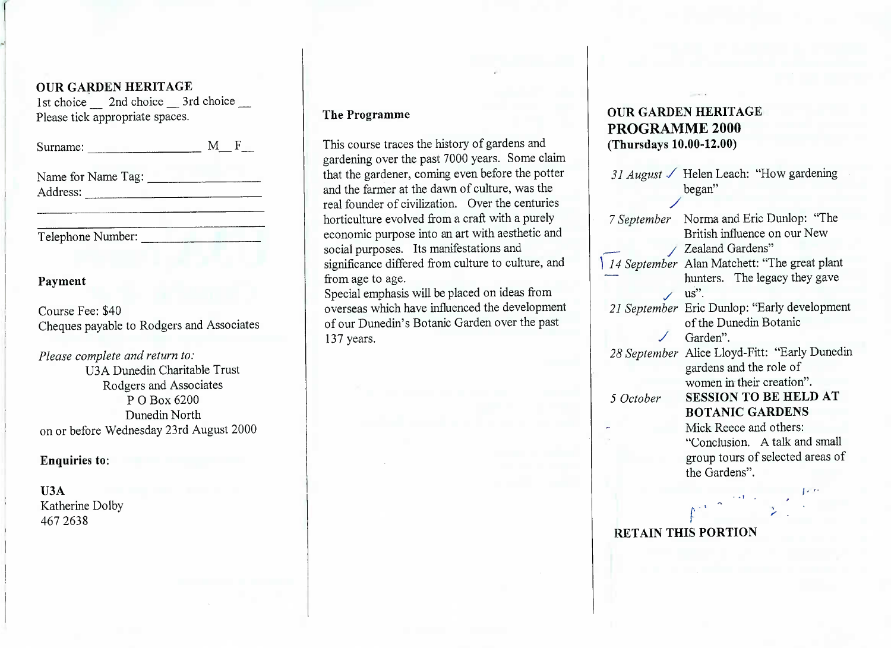### OUR GARDEN HERITAGE

1st choice __ 2nd choice __ 3rd choice __
Please tick appropriate spaces.

Surname: ________________ M__ F__

Name for Name Tag: ________________
Address: ________________________

________________________

Telephone Number: ________________

**Payment**

Course Fee: $40
Cheques payable to Rodgers and Associates

*Please complete and return to:*
U3A Dunedin Charitable Trust
Rodgers and Associates
P O Box 6200
Dunedin North
on or before Wednesday 23rd August 2000

**Enquiries to**:

**U3A**
Katherine Dolby
467 2638

### The Programme

This course traces the history of gardens and gardening over the past 7000 years. Some claim that the gardener, coming even before the potter and the farmer at the dawn of culture, was the real founder of civilization. Over the centuries horticulture evolved from a craft with a purely economic purpose into an art with aesthetic and social purposes. Its manifestations and significance differed from culture to culture, and from age to age.
Special emphasis will be placed on ideas from overseas which have influenced the development of our Dunedin's Botanic Garden over the past 137 years.

### OUR GARDEN HERITAGE
### PROGRAMME 2000
**(Thursdays 10.00-12.00)**

| | |
|---|---|
| *31 August* | Helen Leach: "How gardening began" |
| *7 September* | Norma and Eric Dunlop: "The British influence on our New Zealand Gardens" |
| *14 September* | Alan Matchett: "The great plant hunters. The legacy they gave us". |
| *21 September* | Eric Dunlop: "Early development of the Dunedin Botanic Garden". |
| *28 September* | Alice Lloyd-Fitt: "Early Dunedin gardens and the role of women in their creation". |
| *5 October* | **SESSION TO BE HELD AT BOTANIC GARDENS** Mick Reece and others: "Conclusion. A talk and small group tours of selected areas of the Gardens". |

**RETAIN THIS PORTION**